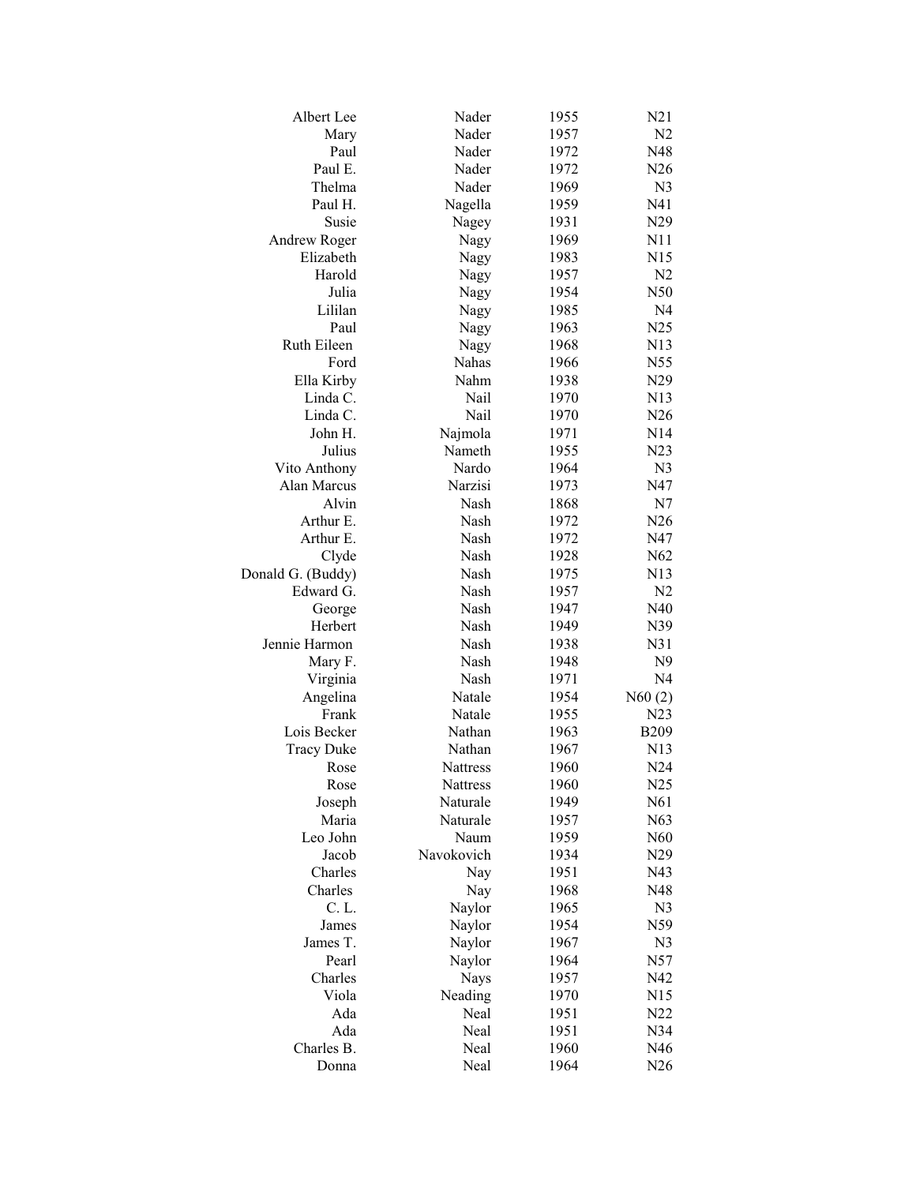| | | | |
|---|---|---|---|
| Albert Lee | Nader | 1955 | N21 |
| Mary | Nader | 1957 | N2 |
| Paul | Nader | 1972 | N48 |
| Paul E. | Nader | 1972 | N26 |
| Thelma | Nader | 1969 | N3 |
| Paul H. | Nagella | 1959 | N41 |
| Susie | Nagey | 1931 | N29 |
| Andrew Roger | Nagy | 1969 | N11 |
| Elizabeth | Nagy | 1983 | N15 |
| Harold | Nagy | 1957 | N2 |
| Julia | Nagy | 1954 | N50 |
| Lililan | Nagy | 1985 | N4 |
| Paul | Nagy | 1963 | N25 |
| Ruth Eileen | Nagy | 1968 | N13 |
| Ford | Nahas | 1966 | N55 |
| Ella Kirby | Nahm | 1938 | N29 |
| Linda C. | Nail | 1970 | N13 |
| Linda C. | Nail | 1970 | N26 |
| John H. | Najmola | 1971 | N14 |
| Julius | Nameth | 1955 | N23 |
| Vito Anthony | Nardo | 1964 | N3 |
| Alan Marcus | Narzisi | 1973 | N47 |
| Alvin | Nash | 1868 | N7 |
| Arthur E. | Nash | 1972 | N26 |
| Arthur E. | Nash | 1972 | N47 |
| Clyde | Nash | 1928 | N62 |
| Donald G. (Buddy) | Nash | 1975 | N13 |
| Edward G. | Nash | 1957 | N2 |
| George | Nash | 1947 | N40 |
| Herbert | Nash | 1949 | N39 |
| Jennie Harmon | Nash | 1938 | N31 |
| Mary F. | Nash | 1948 | N9 |
| Virginia | Nash | 1971 | N4 |
| Angelina | Natale | 1954 | N60 (2) |
| Frank | Natale | 1955 | N23 |
| Lois Becker | Nathan | 1963 | B209 |
| Tracy Duke | Nathan | 1967 | N13 |
| Rose | Nattress | 1960 | N24 |
| Rose | Nattress | 1960 | N25 |
| Joseph | Naturale | 1949 | N61 |
| Maria | Naturale | 1957 | N63 |
| Leo John | Naum | 1959 | N60 |
| Jacob | Navokovich | 1934 | N29 |
| Charles | Nay | 1951 | N43 |
| Charles | Nay | 1968 | N48 |
| C. L. | Naylor | 1965 | N3 |
| James | Naylor | 1954 | N59 |
| James T. | Naylor | 1967 | N3 |
| Pearl | Naylor | 1964 | N57 |
| Charles | Nays | 1957 | N42 |
| Viola | Neading | 1970 | N15 |
| Ada | Neal | 1951 | N22 |
| Ada | Neal | 1951 | N34 |
| Charles B. | Neal | 1960 | N46 |
| Donna | Neal | 1964 | N26 |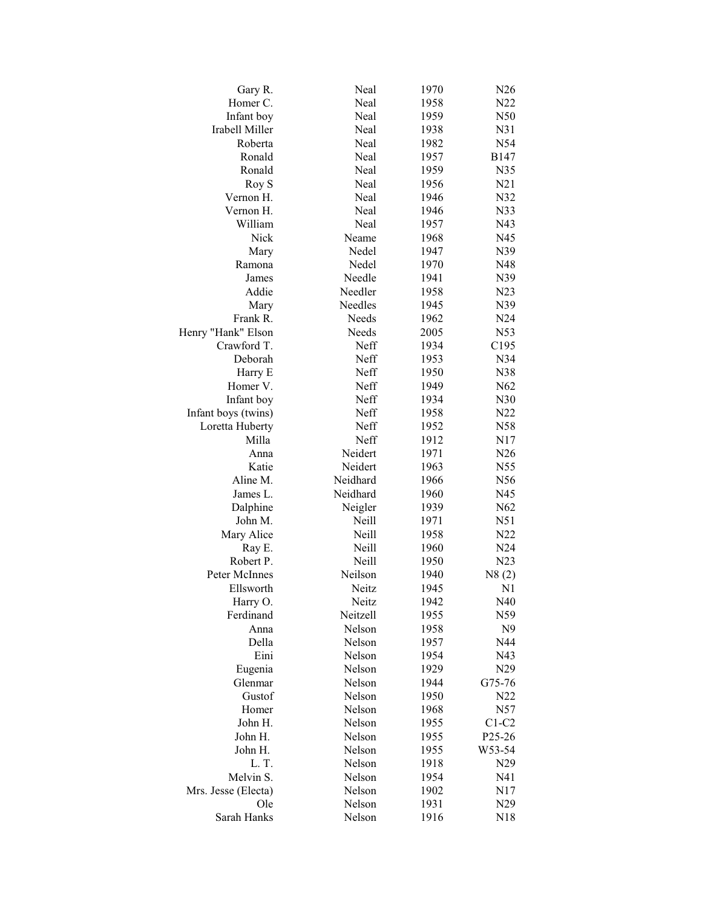| | | | |
|---|---|---|---|
| Gary R. | Neal | 1970 | N26 |
| Homer C. | Neal | 1958 | N22 |
| Infant boy | Neal | 1959 | N50 |
| Irabell Miller | Neal | 1938 | N31 |
| Roberta | Neal | 1982 | N54 |
| Ronald | Neal | 1957 | B147 |
| Ronald | Neal | 1959 | N35 |
| Roy S | Neal | 1956 | N21 |
| Vernon H. | Neal | 1946 | N32 |
| Vernon H. | Neal | 1946 | N33 |
| William | Neal | 1957 | N43 |
| Nick | Neame | 1968 | N45 |
| Mary | Nedel | 1947 | N39 |
| Ramona | Nedel | 1970 | N48 |
| James | Needle | 1941 | N39 |
| Addie | Needler | 1958 | N23 |
| Mary | Needles | 1945 | N39 |
| Frank R. | Needs | 1962 | N24 |
| Henry "Hank" Elson | Needs | 2005 | N53 |
| Crawford T. | Neff | 1934 | C195 |
| Deborah | Neff | 1953 | N34 |
| Harry E | Neff | 1950 | N38 |
| Homer V. | Neff | 1949 | N62 |
| Infant boy | Neff | 1934 | N30 |
| Infant boys (twins) | Neff | 1958 | N22 |
| Loretta Huberty | Neff | 1952 | N58 |
| Milla | Neff | 1912 | N17 |
| Anna | Neidert | 1971 | N26 |
| Katie | Neidert | 1963 | N55 |
| Aline M. | Neidhard | 1966 | N56 |
| James L. | Neidhard | 1960 | N45 |
| Dalphine | Neigler | 1939 | N62 |
| John M. | Neill | 1971 | N51 |
| Mary Alice | Neill | 1958 | N22 |
| Ray E. | Neill | 1960 | N24 |
| Robert P. | Neill | 1950 | N23 |
| Peter McInnes | Neilson | 1940 | N8 (2) |
| Ellsworth | Neitz | 1945 | N1 |
| Harry O. | Neitz | 1942 | N40 |
| Ferdinand | Neitzell | 1955 | N59 |
| Anna | Nelson | 1958 | N9 |
| Della | Nelson | 1957 | N44 |
| Eini | Nelson | 1954 | N43 |
| Eugenia | Nelson | 1929 | N29 |
| Glenmar | Nelson | 1944 | G75-76 |
| Gustof | Nelson | 1950 | N22 |
| Homer | Nelson | 1968 | N57 |
| John H. | Nelson | 1955 | C1-C2 |
| John H. | Nelson | 1955 | P25-26 |
| John H. | Nelson | 1955 | W53-54 |
| L. T. | Nelson | 1918 | N29 |
| Melvin S. | Nelson | 1954 | N41 |
| Mrs. Jesse (Electa) | Nelson | 1902 | N17 |
| Ole | Nelson | 1931 | N29 |
| Sarah Hanks | Nelson | 1916 | N18 |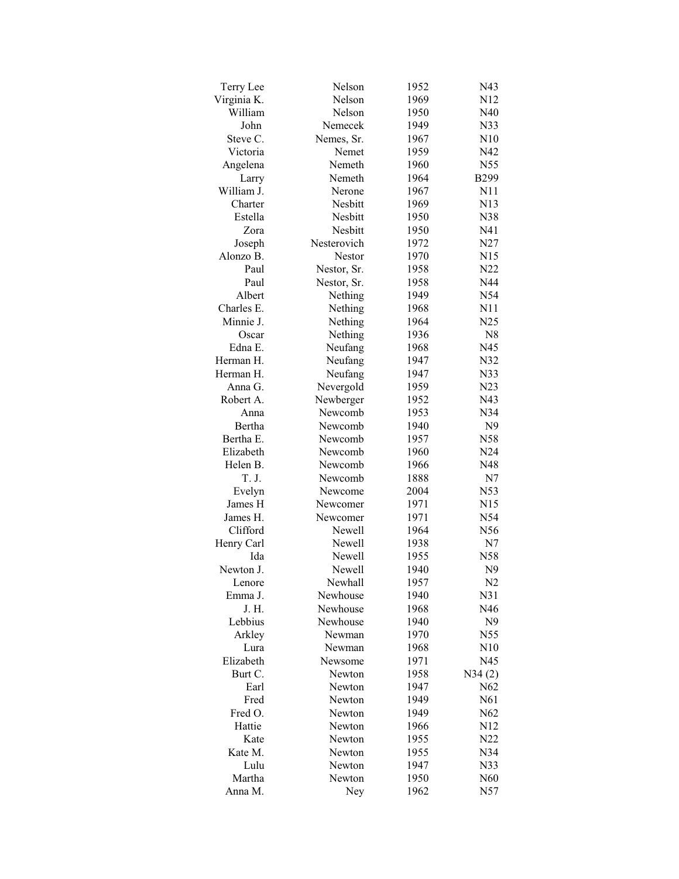| | | | |
|---|---|---|---|
| Terry Lee | Nelson | 1952 | N43 |
| Virginia K. | Nelson | 1969 | N12 |
| William | Nelson | 1950 | N40 |
| John | Nemecek | 1949 | N33 |
| Steve C. | Nemes, Sr. | 1967 | N10 |
| Victoria | Nemet | 1959 | N42 |
| Angelena | Nemeth | 1960 | N55 |
| Larry | Nemeth | 1964 | B299 |
| William J. | Nerone | 1967 | N11 |
| Charter | Nesbitt | 1969 | N13 |
| Estella | Nesbitt | 1950 | N38 |
| Zora | Nesbitt | 1950 | N41 |
| Joseph | Nesterovich | 1972 | N27 |
| Alonzo B. | Nestor | 1970 | N15 |
| Paul | Nestor, Sr. | 1958 | N22 |
| Paul | Nestor, Sr. | 1958 | N44 |
| Albert | Nething | 1949 | N54 |
| Charles E. | Nething | 1968 | N11 |
| Minnie J. | Nething | 1964 | N25 |
| Oscar | Nething | 1936 | N8 |
| Edna E. | Neufang | 1968 | N45 |
| Herman H. | Neufang | 1947 | N32 |
| Herman H. | Neufang | 1947 | N33 |
| Anna G. | Nevergold | 1959 | N23 |
| Robert A. | Newberger | 1952 | N43 |
| Anna | Newcomb | 1953 | N34 |
| Bertha | Newcomb | 1940 | N9 |
| Bertha E. | Newcomb | 1957 | N58 |
| Elizabeth | Newcomb | 1960 | N24 |
| Helen B. | Newcomb | 1966 | N48 |
| T. J. | Newcomb | 1888 | N7 |
| Evelyn | Newcome | 2004 | N53 |
| James H | Newcomer | 1971 | N15 |
| James H. | Newcomer | 1971 | N54 |
| Clifford | Newell | 1964 | N56 |
| Henry Carl | Newell | 1938 | N7 |
| Ida | Newell | 1955 | N58 |
| Newton J. | Newell | 1940 | N9 |
| Lenore | Newhall | 1957 | N2 |
| Emma J. | Newhouse | 1940 | N31 |
| J. H. | Newhouse | 1968 | N46 |
| Lebbius | Newhouse | 1940 | N9 |
| Arkley | Newman | 1970 | N55 |
| Lura | Newman | 1968 | N10 |
| Elizabeth | Newsome | 1971 | N45 |
| Burt C. | Newton | 1958 | N34 (2) |
| Earl | Newton | 1947 | N62 |
| Fred | Newton | 1949 | N61 |
| Fred O. | Newton | 1949 | N62 |
| Hattie | Newton | 1966 | N12 |
| Kate | Newton | 1955 | N22 |
| Kate M. | Newton | 1955 | N34 |
| Lulu | Newton | 1947 | N33 |
| Martha | Newton | 1950 | N60 |
| Anna M. | Ney | 1962 | N57 |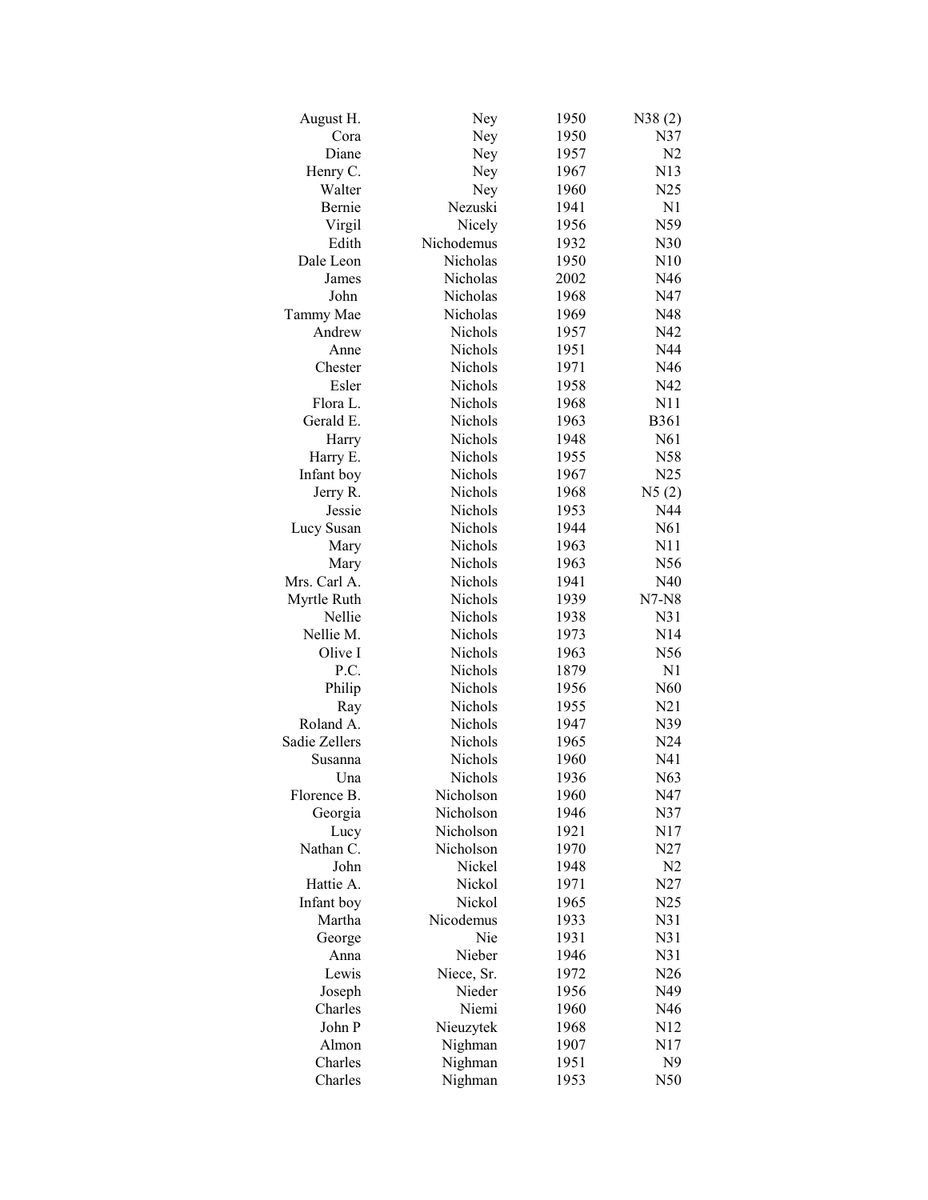| | | | |
|---|---|---|---|
| August H. | Ney | 1950 | N38 (2) |
| Cora | Ney | 1950 | N37 |
| Diane | Ney | 1957 | N2 |
| Henry C. | Ney | 1967 | N13 |
| Walter | Ney | 1960 | N25 |
| Bernie | Nezuski | 1941 | N1 |
| Virgil | Nicely | 1956 | N59 |
| Edith | Nichodemus | 1932 | N30 |
| Dale Leon | Nicholas | 1950 | N10 |
| James | Nicholas | 2002 | N46 |
| John | Nicholas | 1968 | N47 |
| Tammy Mae | Nicholas | 1969 | N48 |
| Andrew | Nichols | 1957 | N42 |
| Anne | Nichols | 1951 | N44 |
| Chester | Nichols | 1971 | N46 |
| Esler | Nichols | 1958 | N42 |
| Flora L. | Nichols | 1968 | N11 |
| Gerald E. | Nichols | 1963 | B361 |
| Harry | Nichols | 1948 | N61 |
| Harry E. | Nichols | 1955 | N58 |
| Infant boy | Nichols | 1967 | N25 |
| Jerry R. | Nichols | 1968 | N5 (2) |
| Jessie | Nichols | 1953 | N44 |
| Lucy Susan | Nichols | 1944 | N61 |
| Mary | Nichols | 1963 | N11 |
| Mary | Nichols | 1963 | N56 |
| Mrs. Carl A. | Nichols | 1941 | N40 |
| Myrtle Ruth | Nichols | 1939 | N7-N8 |
| Nellie | Nichols | 1938 | N31 |
| Nellie M. | Nichols | 1973 | N14 |
| Olive I | Nichols | 1963 | N56 |
| P.C. | Nichols | 1879 | N1 |
| Philip | Nichols | 1956 | N60 |
| Ray | Nichols | 1955 | N21 |
| Roland A. | Nichols | 1947 | N39 |
| Sadie Zellers | Nichols | 1965 | N24 |
| Susanna | Nichols | 1960 | N41 |
| Una | Nichols | 1936 | N63 |
| Florence B. | Nicholson | 1960 | N47 |
| Georgia | Nicholson | 1946 | N37 |
| Lucy | Nicholson | 1921 | N17 |
| Nathan C. | Nicholson | 1970 | N27 |
| John | Nickel | 1948 | N2 |
| Hattie A. | Nickol | 1971 | N27 |
| Infant boy | Nickol | 1965 | N25 |
| Martha | Nicodemus | 1933 | N31 |
| George | Nie | 1931 | N31 |
| Anna | Nieber | 1946 | N31 |
| Lewis | Niece, Sr. | 1972 | N26 |
| Joseph | Nieder | 1956 | N49 |
| Charles | Niemi | 1960 | N46 |
| John P | Nieuzytek | 1968 | N12 |
| Almon | Nighman | 1907 | N17 |
| Charles | Nighman | 1951 | N9 |
| Charles | Nighman | 1953 | N50 |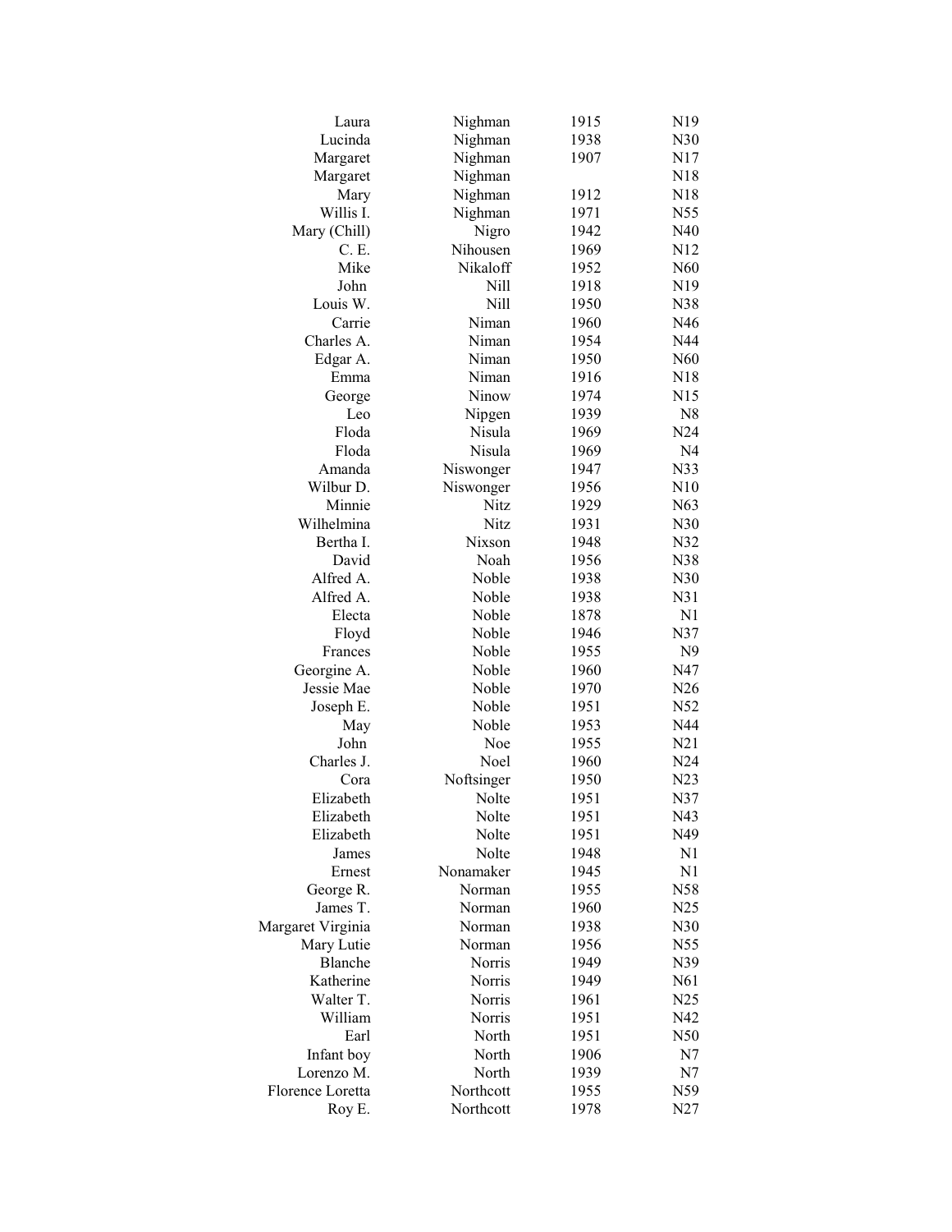| | | | |
|---|---|---|---|
| Laura | Nighman | 1915 | N19 |
| Lucinda | Nighman | 1938 | N30 |
| Margaret | Nighman | 1907 | N17 |
| Margaret | Nighman | | N18 |
| Mary | Nighman | 1912 | N18 |
| Willis I. | Nighman | 1971 | N55 |
| Mary (Chill) | Nigro | 1942 | N40 |
| C. E. | Nihousen | 1969 | N12 |
| Mike | Nikaloff | 1952 | N60 |
| John | Nill | 1918 | N19 |
| Louis W. | Nill | 1950 | N38 |
| Carrie | Niman | 1960 | N46 |
| Charles A. | Niman | 1954 | N44 |
| Edgar A. | Niman | 1950 | N60 |
| Emma | Niman | 1916 | N18 |
| George | Ninow | 1974 | N15 |
| Leo | Nipgen | 1939 | N8 |
| Floda | Nisula | 1969 | N24 |
| Floda | Nisula | 1969 | N4 |
| Amanda | Niswonger | 1947 | N33 |
| Wilbur D. | Niswonger | 1956 | N10 |
| Minnie | Nitz | 1929 | N63 |
| Wilhelmina | Nitz | 1931 | N30 |
| Bertha I. | Nixson | 1948 | N32 |
| David | Noah | 1956 | N38 |
| Alfred A. | Noble | 1938 | N30 |
| Alfred A. | Noble | 1938 | N31 |
| Electa | Noble | 1878 | N1 |
| Floyd | Noble | 1946 | N37 |
| Frances | Noble | 1955 | N9 |
| Georgine A. | Noble | 1960 | N47 |
| Jessie Mae | Noble | 1970 | N26 |
| Joseph E. | Noble | 1951 | N52 |
| May | Noble | 1953 | N44 |
| John | Noe | 1955 | N21 |
| Charles J. | Noel | 1960 | N24 |
| Cora | Noftsinger | 1950 | N23 |
| Elizabeth | Nolte | 1951 | N37 |
| Elizabeth | Nolte | 1951 | N43 |
| Elizabeth | Nolte | 1951 | N49 |
| James | Nolte | 1948 | N1 |
| Ernest | Nonamaker | 1945 | N1 |
| George R. | Norman | 1955 | N58 |
| James T. | Norman | 1960 | N25 |
| Margaret Virginia | Norman | 1938 | N30 |
| Mary Lutie | Norman | 1956 | N55 |
| Blanche | Norris | 1949 | N39 |
| Katherine | Norris | 1949 | N61 |
| Walter T. | Norris | 1961 | N25 |
| William | Norris | 1951 | N42 |
| Earl | North | 1951 | N50 |
| Infant boy | North | 1906 | N7 |
| Lorenzo M. | North | 1939 | N7 |
| Florence Loretta | Northcott | 1955 | N59 |
| Roy E. | Northcott | 1978 | N27 |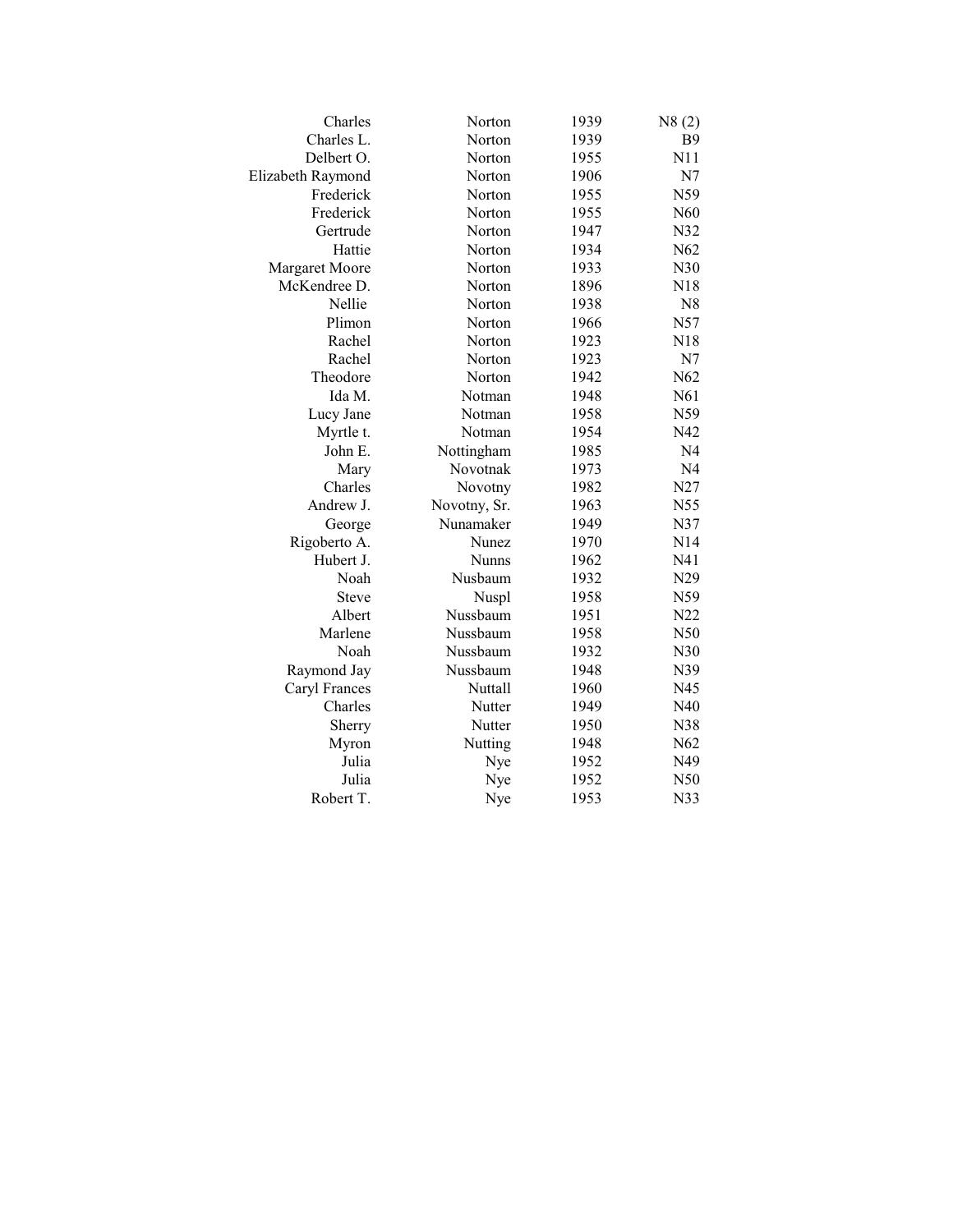| | | | |
|---|---|---|---|
| Charles | Norton | 1939 | N8 (2) |
| Charles L. | Norton | 1939 | B9 |
| Delbert O. | Norton | 1955 | N11 |
| Elizabeth Raymond | Norton | 1906 | N7 |
| Frederick | Norton | 1955 | N59 |
| Frederick | Norton | 1955 | N60 |
| Gertrude | Norton | 1947 | N32 |
| Hattie | Norton | 1934 | N62 |
| Margaret Moore | Norton | 1933 | N30 |
| McKendree D. | Norton | 1896 | N18 |
| Nellie | Norton | 1938 | N8 |
| Plimon | Norton | 1966 | N57 |
| Rachel | Norton | 1923 | N18 |
| Rachel | Norton | 1923 | N7 |
| Theodore | Norton | 1942 | N62 |
| Ida M. | Notman | 1948 | N61 |
| Lucy Jane | Notman | 1958 | N59 |
| Myrtle t. | Notman | 1954 | N42 |
| John E. | Nottingham | 1985 | N4 |
| Mary | Novotnak | 1973 | N4 |
| Charles | Novotny | 1982 | N27 |
| Andrew J. | Novotny, Sr. | 1963 | N55 |
| George | Nunamaker | 1949 | N37 |
| Rigoberto A. | Nunez | 1970 | N14 |
| Hubert J. | Nunns | 1962 | N41 |
| Noah | Nusbaum | 1932 | N29 |
| Steve | Nuspl | 1958 | N59 |
| Albert | Nussbaum | 1951 | N22 |
| Marlene | Nussbaum | 1958 | N50 |
| Noah | Nussbaum | 1932 | N30 |
| Raymond Jay | Nussbaum | 1948 | N39 |
| Caryl Frances | Nuttall | 1960 | N45 |
| Charles | Nutter | 1949 | N40 |
| Sherry | Nutter | 1950 | N38 |
| Myron | Nutting | 1948 | N62 |
| Julia | Nye | 1952 | N49 |
| Julia | Nye | 1952 | N50 |
| Robert T. | Nye | 1953 | N33 |